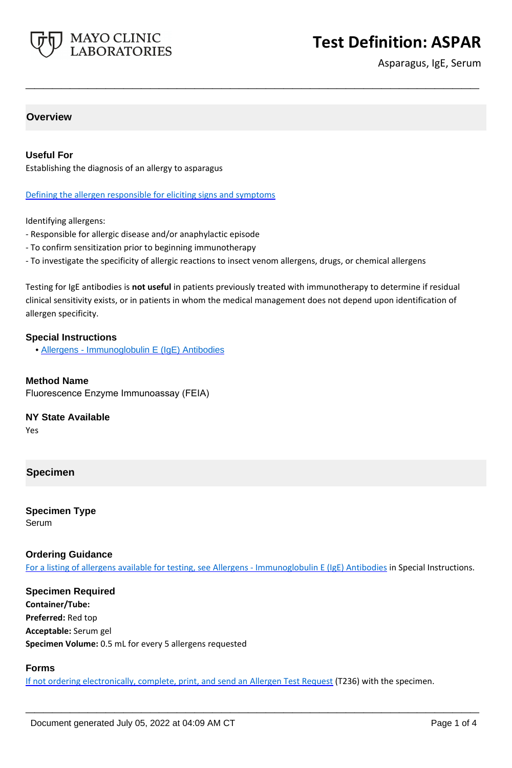# Test Definition: ASPAR

Asparagus, IgE, Serum

## Overview

### Useful For

Establishing the diagnosis of an allergy to asparagus

Defining the allergen responsible for eliciting signs and symptoms

Identifying allergens:

- Responsible for allergic disease and/or anaphylactic episode
- To confirm sensitization prior to beginning immunotherapy
- To investigate the specificity of allergic reactions to insect venom allergens, drugs, or chemical allergens

Testing for IgE antibodies is **not useful** in patients previously treated with immunotherapy to determine if residual clinical sensitivity exists, or in patients in whom the medical management does not depend upon identification of allergen specificity.

### Special Instructions

- Allergens - Immunoglobulin E (IgE) Antibodies

### Method Name

Fluorescence Enzyme Immunoassay (FEIA)

### NY State Available

Yes

## Specimen

### Specimen Type

Serum

### Ordering Guidance

For a listing of allergens available for testing, see Allergens - Immunoglobulin E (IgE) Antibodies in Special Instructions.

### Specimen Required

**Container/Tube:**

**Preferred:** Red top

**Acceptable:** Serum gel

**Specimen Volume:** 0.5 mL for every 5 allergens requested

### Forms

If not ordering electronically, complete, print, and send an Allergen Test Request (T236) with the specimen.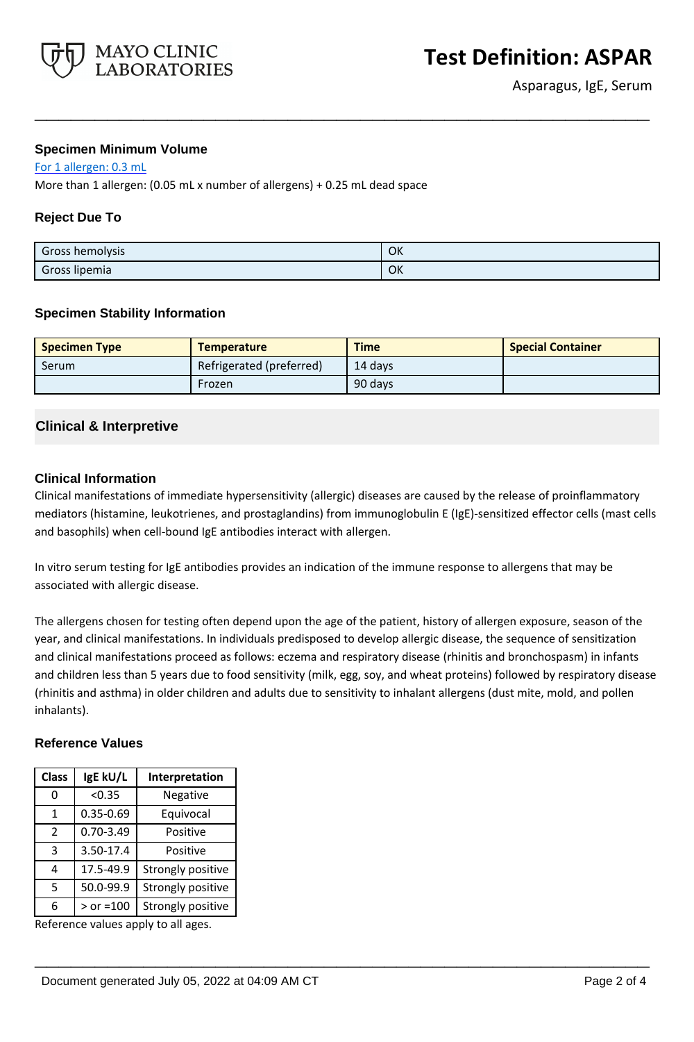### Specimen Minimum Volume

For 1 allergen: 0.3 mL

More than 1 allergen: (0.05 mL x number of allergens) + 0.25 mL dead space

### Reject Due To

| | |
|---|---|
| Gross hemolysis | OK |
| Gross lipemia | OK |

### Specimen Stability Information

| Specimen Type | Temperature | Time | Special Container |
|---|---|---|---|
| Serum | Refrigerated (preferred) | 14 days | |
| | Frozen | 90 days | |

## Clinical & Interpretive

### Clinical Information

Clinical manifestations of immediate hypersensitivity (allergic) diseases are caused by the release of proinflammatory mediators (histamine, leukotrienes, and prostaglandins) from immunoglobulin E (IgE)-sensitized effector cells (mast cells and basophils) when cell-bound IgE antibodies interact with allergen.

In vitro serum testing for IgE antibodies provides an indication of the immune response to allergens that may be associated with allergic disease.

The allergens chosen for testing often depend upon the age of the patient, history of allergen exposure, season of the year, and clinical manifestations. In individuals predisposed to develop allergic disease, the sequence of sensitization and clinical manifestations proceed as follows: eczema and respiratory disease (rhinitis and bronchospasm) in infants and children less than 5 years due to food sensitivity (milk, egg, soy, and wheat proteins) followed by respiratory disease (rhinitis and asthma) in older children and adults due to sensitivity to inhalant allergens (dust mite, mold, and pollen inhalants).

### Reference Values

| Class | IgE kU/L | Interpretation |
|---|---|---|
| 0 | <0.35 | Negative |
| 1 | 0.35-0.69 | Equivocal |
| 2 | 0.70-3.49 | Positive |
| 3 | 3.50-17.4 | Positive |
| 4 | 17.5-49.9 | Strongly positive |
| 5 | 50.0-99.9 | Strongly positive |
| 6 | > or =100 | Strongly positive |

Reference values apply to all ages.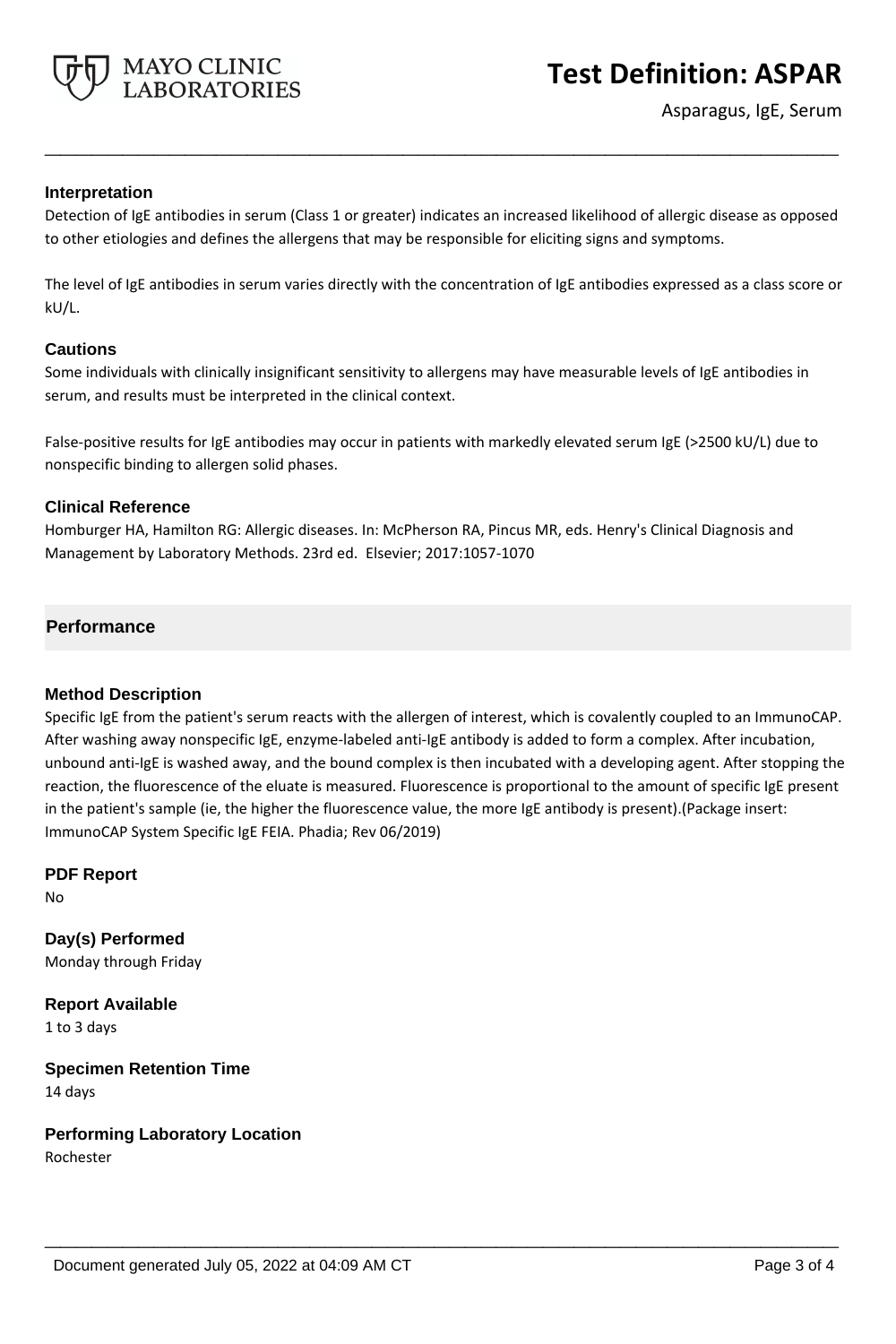### Interpretation

Detection of IgE antibodies in serum (Class 1 or greater) indicates an increased likelihood of allergic disease as opposed to other etiologies and defines the allergens that may be responsible for eliciting signs and symptoms.

The level of IgE antibodies in serum varies directly with the concentration of IgE antibodies expressed as a class score or kU/L.

### Cautions

Some individuals with clinically insignificant sensitivity to allergens may have measurable levels of IgE antibodies in serum, and results must be interpreted in the clinical context.

False-positive results for IgE antibodies may occur in patients with markedly elevated serum IgE (>2500 kU/L) due to nonspecific binding to allergen solid phases.

### Clinical Reference

Homburger HA, Hamilton RG: Allergic diseases. In: McPherson RA, Pincus MR, eds. Henry's Clinical Diagnosis and Management by Laboratory Methods. 23rd ed. Elsevier; 2017:1057-1070

## Performance

### Method Description

Specific IgE from the patient's serum reacts with the allergen of interest, which is covalently coupled to an ImmunoCAP. After washing away nonspecific IgE, enzyme-labeled anti-IgE antibody is added to form a complex. After incubation, unbound anti-IgE is washed away, and the bound complex is then incubated with a developing agent. After stopping the reaction, the fluorescence of the eluate is measured. Fluorescence is proportional to the amount of specific IgE present in the patient's sample (ie, the higher the fluorescence value, the more IgE antibody is present).(Package insert: ImmunoCAP System Specific IgE FEIA. Phadia; Rev 06/2019)

### PDF Report

No

### Day(s) Performed

Monday through Friday

### Report Available

1 to 3 days

### Specimen Retention Time

14 days

### Performing Laboratory Location

Rochester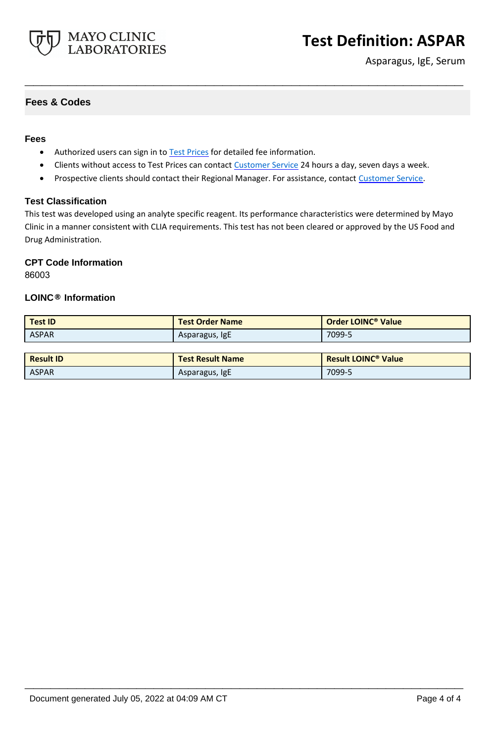## Fees & Codes

### Fees

- Authorized users can sign in to Test Prices for detailed fee information.
- Clients without access to Test Prices can contact Customer Service 24 hours a day, seven days a week.
- Prospective clients should contact their Regional Manager. For assistance, contact Customer Service.

### Test Classification

This test was developed using an analyte specific reagent. Its performance characteristics were determined by Mayo Clinic in a manner consistent with CLIA requirements. This test has not been cleared or approved by the US Food and Drug Administration.

### CPT Code Information

86003

### LOINC® Information

| Test ID | Test Order Name | Order LOINC® Value |
|---|---|---|
| ASPAR | Asparagus, IgE | 7099-5 |

| Result ID | Test Result Name | Result LOINC® Value |
|---|---|---|
| ASPAR | Asparagus, IgE | 7099-5 |